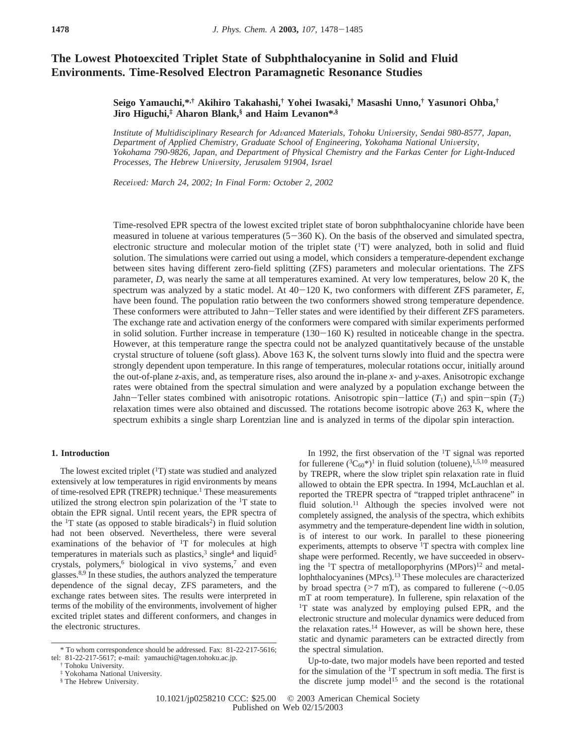# The Lowest Photoexcited Triplet State of Subphthalocyanine in Solid and Fluid Environments. Time-Resolved Electron Paramagnetic Resonance Studies

**Seigo Yamauchi,\*,† Akihiro Takahashi,† Yohei Iwasaki,† Masashi Unno,† Yasunori Ohba,† Jiro Higuchi,‡ Aharon Blank,§ and Haim Levanon\*,§**

*Institute of Multidisciplinary Research for Advanced Materials, Tohoku University, Sendai 980-8577, Japan, Department of Applied Chemistry, Graduate School of Engineering, Yokohama National University, Yokohama 790-9826, Japan, and Department of Physical Chemistry and the Farkas Center for Light-Induced Processes, The Hebrew University, Jerusalem 91904, Israel*

*Received: March 24, 2002; In Final Form: October 2, 2002*

Time-resolved EPR spectra of the lowest excited triplet state of boron subphthalocyanine chloride have been measured in toluene at various temperatures (5−360 K). On the basis of the observed and simulated spectra, electronic structure and molecular motion of the triplet state ($^1$T) were analyzed, both in solid and fluid solution. The simulations were carried out using a model, which considers a temperature-dependent exchange between sites having different zero-field splitting (ZFS) parameters and molecular orientations. The ZFS parameter, *D*, was nearly the same at all temperatures examined. At very low temperatures, below 20 K, the spectrum was analyzed by a static model. At 40−120 K, two conformers with different ZFS parameter, *E*, have been found. The population ratio between the two conformers showed strong temperature dependence. These conformers were attributed to Jahn−Teller states and were identified by their different ZFS parameters. The exchange rate and activation energy of the conformers were compared with similar experiments performed in solid solution. Further increase in temperature (130−160 K) resulted in noticeable change in the spectra. However, at this temperature range the spectra could not be analyzed quantitatively because of the unstable crystal structure of toluene (soft glass). Above 163 K, the solvent turns slowly into fluid and the spectra were strongly dependent upon temperature. In this range of temperatures, molecular rotations occur, initially around the out-of-plane *z*-axis, and, as temperature rises, also around the in-plane *x*- and *y*-axes. Anisotropic exchange rates were obtained from the spectral simulation and were analyzed by a population exchange between the Jahn−Teller states combined with anisotropic rotations. Anisotropic spin−lattice ($T_1$) and spin−spin ($T_2$) relaxation times were also obtained and discussed. The rotations become isotropic above 263 K, where the spectrum exhibits a single sharp Lorentzian line and is analyzed in terms of the dipolar spin interaction.

## 1. Introduction

The lowest excited triplet ($^1$T) state was studied and analyzed extensively at low temperatures in rigid environments by means of time-resolved EPR (TREPR) technique.[1] These measurements utilized the strong electron spin polarization of the $^1$T state to obtain the EPR signal. Until recent years, the EPR spectra of the $^1$T state (as opposed to stable biradicals[2]) in fluid solution had not been observed. Nevertheless, there were several examinations of the behavior of $^1$T for molecules at high temperatures in materials such as plastics,[3] single[4] and liquid[5] crystals, polymers,[6] biological in vivo systems,[7] and even glasses.[8,9] In these studies, the authors analyzed the temperature dependence of the signal decay, ZFS parameters, and the exchange rates between sites. The results were interpreted in terms of the mobility of the environments, involvement of higher excited triplet states and different conformers, and changes in the electronic structures.

In 1992, the first observation of the $^1$T signal was reported for fullerene ($(^3C_{60}{}^*)^1$ in fluid solution (toluene),[1,5,10] measured by TREPR, where the slow triplet spin relaxation rate in fluid allowed to obtain the EPR spectra. In 1994, McLauchlan et al. reported the TREPR spectra of "trapped triplet anthracene" in fluid solution.[11] Although the species involved were not completely assigned, the analysis of the spectra, which exhibits asymmetry and the temperature-dependent line width in solution, is of interest to our work. In parallel to these pioneering experiments, attempts to observe $^1$T spectra with complex line shape were performed. Recently, we have succeeded in observing the $^1$T spectra of metalloporphyrins (MPors)[12] and metallophthalocyanines (MPcs).[13] These molecules are characterized by broad spectra (>7 mT), as compared to fullerene (~0.05 mT at room temperature). In fullerene, spin relaxation of the $^1$T state was analyzed by employing pulsed EPR, and the electronic structure and molecular dynamics were deduced from the relaxation rates.[14] However, as will be shown here, these static and dynamic parameters can be extracted directly from the spectral simulation.

Up-to-date, two major models have been reported and tested for the simulation of the $^1$T spectrum in soft media. The first is the discrete jump model[15] and the second is the rotational

\* To whom correspondence should be addressed. Fax: 81-22-217-5616; tel: 81-22-217-5617; e-mail: yamauchi@tagen.tohoku.ac.jp.
† Tohoku University.
‡ Yokohama National University.
§ The Hebrew University.

10.1021/jp0258210 CCC: $25.00 © 2003 American Chemical Society
Published on Web 02/15/2003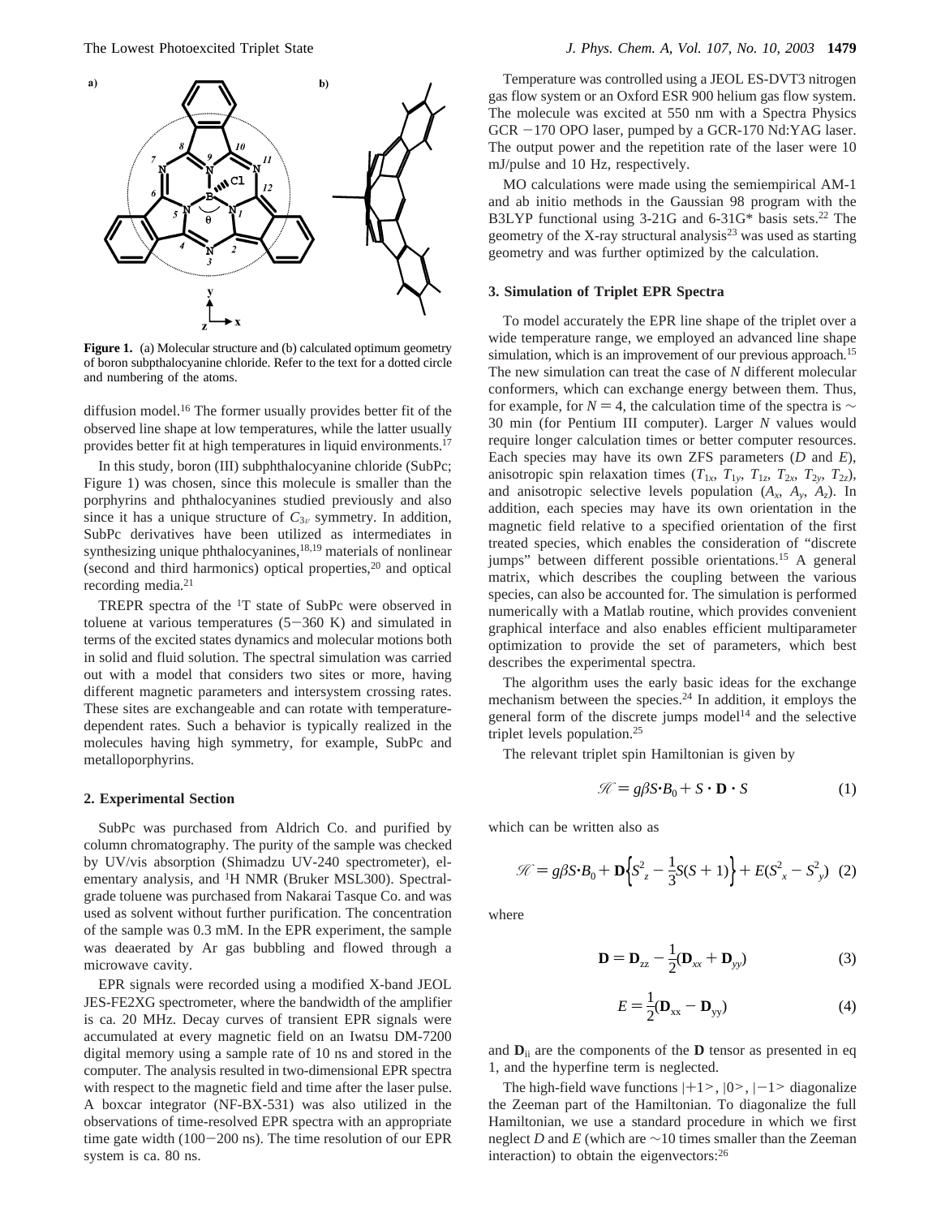**Figure 1.** (a) Molecular structure and (b) calculated optimum geometry of boron subpthalocyanine chloride. Refer to the text for a dotted circle and numbering of the atoms.

diffusion model.[16] The former usually provides better fit of the observed line shape at low temperatures, while the latter usually provides better fit at high temperatures in liquid environments.[17]

In this study, boron (III) subphthalocyanine chloride (SubPc; Figure 1) was chosen, since this molecule is smaller than the porphyrins and phthalocyanines studied previously and also since it has a unique structure of $C_{3v}$ symmetry. In addition, SubPc derivatives have been utilized as intermediates in synthesizing unique phthalocyanines,[18,19] materials of nonlinear (second and third harmonics) optical properties,[20] and optical recording media.[21]

TREPR spectra of the $^{1}$T state of SubPc were observed in toluene at various temperatures (5−360 K) and simulated in terms of the excited states dynamics and molecular motions both in solid and fluid solution. The spectral simulation was carried out with a model that considers two sites or more, having different magnetic parameters and intersystem crossing rates. These sites are exchangeable and can rotate with temperature-dependent rates. Such a behavior is typically realized in the molecules having high symmetry, for example, SubPc and metalloporphyrins.

## 2. Experimental Section

SubPc was purchased from Aldrich Co. and purified by column chromatography. The purity of the sample was checked by UV/vis absorption (Shimadzu UV-240 spectrometer), elementary analysis, and $^{1}$H NMR (Bruker MSL300). Spectral-grade toluene was purchased from Nakarai Tasque Co. and was used as solvent without further purification. The concentration of the sample was 0.3 mM. In the EPR experiment, the sample was deaerated by Ar gas bubbling and flowed through a microwave cavity.

EPR signals were recorded using a modified X-band JEOL JES-FE2XG spectrometer, where the bandwidth of the amplifier is ca. 20 MHz. Decay curves of transient EPR signals were accumulated at every magnetic field on an Iwatsu DM-7200 digital memory using a sample rate of 10 ns and stored in the computer. The analysis resulted in two-dimensional EPR spectra with respect to the magnetic field and time after the laser pulse. A boxcar integrator (NF-BX-531) was also utilized in the observations of time-resolved EPR spectra with an appropriate time gate width (100−200 ns). The time resolution of our EPR system is ca. 80 ns.

Temperature was controlled using a JEOL ES-DVT3 nitrogen gas flow system or an Oxford ESR 900 helium gas flow system. The molecule was excited at 550 nm with a Spectra Physics GCR −170 OPO laser, pumped by a GCR-170 Nd:YAG laser. The output power and the repetition rate of the laser were 10 mJ/pulse and 10 Hz, respectively.

MO calculations were made using the semiempirical AM-1 and ab initio methods in the Gaussian 98 program with the B3LYP functional using 3-21G and 6-31G* basis sets.[22] The geometry of the X-ray structural analysis[23] was used as starting geometry and was further optimized by the calculation.

## 3. Simulation of Triplet EPR Spectra

To model accurately the EPR line shape of the triplet over a wide temperature range, we employed an advanced line shape simulation, which is an improvement of our previous approach.[15] The new simulation can treat the case of $N$ different molecular conformers, which can exchange energy between them. Thus, for example, for $N = 4$, the calculation time of the spectra is ∼30 min (for Pentium III computer). Larger $N$ values would require longer calculation times or better computer resources. Each species may have its own ZFS parameters ($D$ and $E$), anisotropic spin relaxation times ($T_{1x}$, $T_{1y}$, $T_{1z}$, $T_{2x}$, $T_{2y}$, $T_{2z}$), and anisotropic selective levels population ($A_x$, $A_y$, $A_z$). In addition, each species may have its own orientation in the magnetic field relative to a specified orientation of the first treated species, which enables the consideration of "discrete jumps" between different possible orientations.[15] A general matrix, which describes the coupling between the various species, can also be accounted for. The simulation is performed numerically with a Matlab routine, which provides convenient graphical interface and also enables efficient multiparameter optimization to provide the set of parameters, which best describes the experimental spectra.

The algorithm uses the early basic ideas for the exchange mechanism between the species.[24] In addition, it employs the general form of the discrete jumps model[14] and the selective triplet levels population.[25]

The relevant triplet spin Hamiltonian is given by

$$\mathscr{H} = g\beta S\cdot B_0 + S\cdot \mathbf{D}\cdot S \tag{1}$$

which can be written also as

$$\mathscr{H} = g\beta S\cdot B_0 + \mathbf{D}\left\{S_z^2 - \frac{1}{3}S(S+1)\right\} + E(S_x^2 - S_y^2) \tag{2}$$

where

$$\mathbf{D} = \mathbf{D}_{zz} - \frac{1}{2}(\mathbf{D}_{xx} + \mathbf{D}_{yy}) \tag{3}$$

$$E = \frac{1}{2}(\mathbf{D}_{xx} - \mathbf{D}_{yy}) \tag{4}$$

and $\mathbf{D}_{ii}$ are the components of the $\mathbf{D}$ tensor as presented in eq 1, and the hyperfine term is neglected.

The high-field wave functions $|+1\rangle$, $|0\rangle$, $|-1\rangle$ diagonalize the Zeeman part of the Hamiltonian. To diagonalize the full Hamiltonian, we use a standard procedure in which we first neglect $D$ and $E$ (which are ∼10 times smaller than the Zeeman interaction) to obtain the eigenvectors:[26]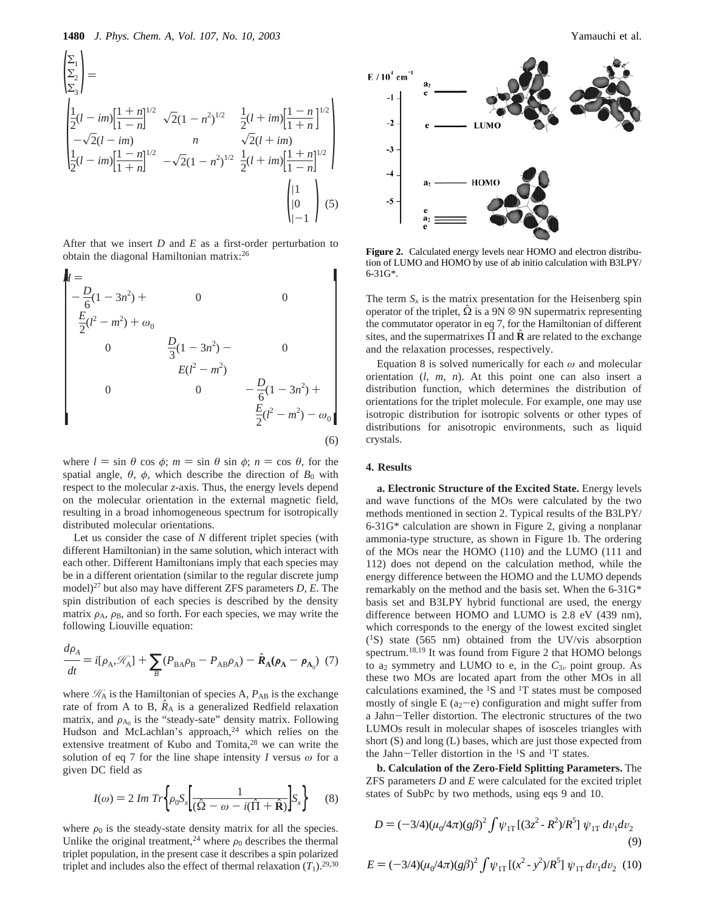$$\begin{pmatrix} \Sigma_1 \\ \Sigma_2 \\ \Sigma_3 \end{pmatrix} = \begin{pmatrix} \frac{1}{2}(l - im)\left[\frac{1+n}{1-n}\right]^{1/2} & \sqrt{2}(1-n^2)^{1/2} & \frac{1}{2}(l + im)\left[\frac{1-n}{1+n}\right]^{1/2} \\ -\sqrt{2}(l - im) & n & \sqrt{2}(l + im) \\ \frac{1}{2}(l - im)\left[\frac{1-n}{1+n}\right]^{1/2} & -\sqrt{2}(1-n^2)^{1/2} & \frac{1}{2}(l + im)\left[\frac{1+n}{1-n}\right]^{1/2} \end{pmatrix} \begin{pmatrix} |1 \\ |0 \\ |-1 \end{pmatrix} \quad (5)$$

After that we insert $D$ and $E$ as a first-order perturbation to obtain the diagonal Hamiltonian matrix:[26]

$$H = \begin{vmatrix} -\frac{D}{6}(1-3n^2) + \frac{E}{2}(l^2 - m^2) + \omega_0 & 0 & 0 \\ 0 & \frac{D}{3}(1-3n^2) - E(l^2 - m^2) & 0 \\ 0 & 0 & -\frac{D}{6}(1-3n^2) + \frac{E}{2}(l^2 - m^2) - \omega_0 \end{vmatrix} \quad (6)$$

where $l = \sin\theta\cos\phi$; $m = \sin\theta\sin\phi$; $n = \cos\theta$, for the spatial angle, $\theta$, $\phi$, which describe the direction of $B_0$ with respect to the molecular $z$-axis. Thus, the energy levels depend on the molecular orientation in the external magnetic field, resulting in a broad inhomogeneous spectrum for isotropically distributed molecular orientations.

Let us consider the case of $N$ different triplet species (with different Hamiltonian) in the same solution, which interact with each other. Different Hamiltonians imply that each species may be in a different orientation (similar to the regular discrete jump model)[27] but also may have different ZFS parameters $D$, $E$. The spin distribution of each species is described by the density matrix $\rho_A$, $\rho_B$, and so forth. For each species, we may write the following Liouville equation:

$$\frac{d\rho_A}{dt} = i[\rho_A, \mathcal{H}_A] + \sum_B (P_{BA}\rho_B - P_{AB}\rho_A) - \hat{\boldsymbol{R}}_{\boldsymbol{A}}(\boldsymbol{\rho}_{\boldsymbol{A}} - \boldsymbol{\rho}_{\boldsymbol{A}_0}) \quad (7)$$

where $\mathcal{H}_A$ is the Hamiltonian of species A, $P_{AB}$ is the exchange rate of from A to B, $\hat{R}_A$ is a generalized Redfield relaxation matrix, and $\rho_{A_0}$ is the "steady-sate" density matrix. Following Hudson and McLachlan's approach,[24] which relies on the extensive treatment of Kubo and Tomita,[28] we can write the solution of eq 7 for the line shape intensity $I$ versus $\omega$ for a given DC field as

$$I(\omega) = 2\, Im\, Tr\left\{\rho_0 S_x\left[\frac{1}{(\hat{\Omega} - \omega - i(\hat{\Pi} + \hat{\mathbf{R}})}\right]S_x\right\} \quad (8)$$

where $\rho_0$ is the steady-state density matrix for all the species. Unlike the original treatment,[24] where $\rho_0$ describes the thermal triplet population, in the present case it describes a spin polarized triplet and includes also the effect of thermal relaxation ($T_1$).[29,30]

**Figure 2.** Calculated energy levels near HOMO and electron distribution of LUMO and HOMO by use of ab initio calculation with B3LPY/6-31G*.

The term $S_x$ is the matrix presentation for the Heisenberg spin operator of the triplet, $\hat{\Omega}$ is a 9N ⊗ 9N supermatrix representing the commutator operator in eq 7, for the Hamiltonian of different sites, and the supermatrixes $\hat{\Pi}$ and $\hat{\mathbf{R}}$ are related to the exchange and the relaxation processes, respectively.

Equation 8 is solved numerically for each $\omega$ and molecular orientation ($l$, $m$, $n$). At this point one can also insert a distribution function, which determines the distribution of orientations for the triplet molecule. For example, one may use isotropic distribution for isotropic solvents or other types of distributions for anisotropic environments, such as liquid crystals.

## 4. Results

**a. Electronic Structure of the Excited State.** Energy levels and wave functions of the MOs were calculated by the two methods mentioned in section 2. Typical results of the B3LPY/6-31G* calculation are shown in Figure 2, giving a nonplanar ammonia-type structure, as shown in Figure 1b. The ordering of the MOs near the HOMO (110) and the LUMO (111 and 112) does not depend on the calculation method, while the energy difference between the HOMO and the LUMO depends remarkably on the method and the basis set. When the 6-31G* basis set and B3LPY hybrid functional are used, the energy difference between HOMO and LUMO is 2.8 eV (439 nm), which corresponds to the energy of the lowest excited singlet ($^1$S) state (565 nm) obtained from the UV/vis absorption spectrum.[18,19] It was found from Figure 2 that HOMO belongs to $a_2$ symmetry and LUMO to e, in the $C_{3v}$ point group. As these two MOs are located apart from the other MOs in all calculations examined, the $^1$S and $^1$T states must be composed mostly of single E ($a_2$−e) configuration and might suffer from a Jahn−Teller distortion. The electronic structures of the two LUMOs result in molecular shapes of isosceles triangles with short (S) and long (L) bases, which are just those expected from the Jahn−Teller distortion in the $^1$S and $^1$T states.

**b. Calculation of the Zero-Field Splitting Parameters.** The ZFS parameters $D$ and $E$ were calculated for the excited triplet states of SubPc by two methods, using eqs 9 and 10.

$$D = (-3/4)(\mu_0/4\pi)(g\beta)^2 \int \psi_{1T}\,[(3z^2 - R^2)/R^5]\,\psi_{1T}\, dv_1 dv_2 \quad (9)$$

$$E = (-3/4)(\mu_0/4\pi)(g\beta)^2 \int \psi_{1T}\,[(x^2 - y^2)/R^5]\,\psi_{1T}\, dv_1 dv_2 \quad (10)$$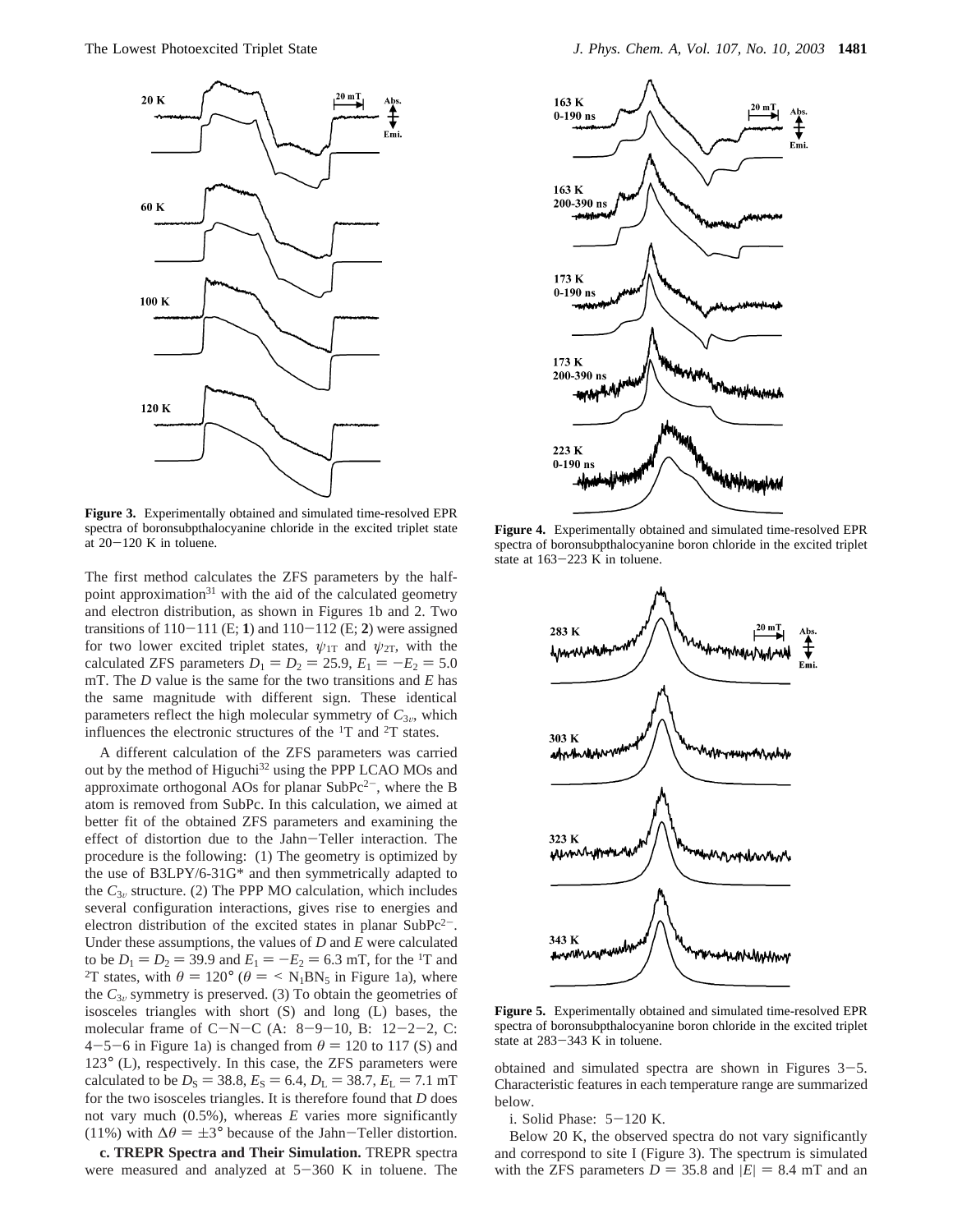**Figure 3.** Experimentally obtained and simulated time-resolved EPR spectra of boronsubpthalocyanine chloride in the excited triplet state at 20−120 K in toluene.

The first method calculates the ZFS parameters by the half-point approximation[31] with the aid of the calculated geometry and electron distribution, as shown in Figures 1b and 2. Two transitions of 110−111 (E; **1**) and 110−112 (E; **2**) were assigned for two lower excited triplet states, $\psi_{1T}$ and $\psi_{2T}$, with the calculated ZFS parameters $D_1 = D_2 = 25.9$, $E_1 = -E_2 = 5.0$ mT. The $D$ value is the same for the two transitions and $E$ has the same magnitude with different sign. These identical parameters reflect the high molecular symmetry of $C_{3v}$, which influences the electronic structures of the $^1$T and $^2$T states.

A different calculation of the ZFS parameters was carried out by the method of Higuchi[32] using the PPP LCAO MOs and approximate orthogonal AOs for planar $SubPc^{2-}$, where the B atom is removed from SubPc. In this calculation, we aimed at better fit of the obtained ZFS parameters and examining the effect of distortion due to the Jahn−Teller interaction. The procedure is the following: (1) The geometry is optimized by the use of B3LPY/6-31G* and then symmetrically adapted to the $C_{3v}$ structure. (2) The PPP MO calculation, which includes several configuration interactions, gives rise to energies and electron distribution of the excited states in planar $SubPc^{2-}$. Under these assumptions, the values of $D$ and $E$ were calculated to be $D_1 = D_2 = 39.9$ and $E_1 = -E_2 = 6.3$ mT, for the $^1$T and $^2$T states, with $\theta = 120°$ ($\theta = \angle N_1BN_5$ in Figure 1a), where the $C_{3v}$ symmetry is preserved. (3) To obtain the geometries of isosceles triangles with short (S) and long (L) bases, the molecular frame of C−N−C (A: 8−9−10, B: 12−2−2, C: 4−5−6 in Figure 1a) is changed from $\theta = 120$ to 117 (S) and 123° (L), respectively. In this case, the ZFS parameters were calculated to be $D_S = 38.8$, $E_S = 6.4$, $D_L = 38.7$, $E_L = 7.1$ mT for the two isosceles triangles. It is therefore found that $D$ does not vary much (0.5%), whereas $E$ varies more significantly (11%) with $\Delta\theta = \pm 3°$ because of the Jahn−Teller distortion.

**c. TREPR Spectra and Their Simulation.** TREPR spectra were measured and analyzed at 5−360 K in toluene. The obtained and simulated spectra are shown in Figures 3−5. Characteristic features in each temperature range are summarized below.

**Figure 4.** Experimentally obtained and simulated time-resolved EPR spectra of boronsubpthalocyanine boron chloride in the excited triplet state at 163−223 K in toluene.

**Figure 5.** Experimentally obtained and simulated time-resolved EPR spectra of boronsubpthalocyanine boron chloride in the excited triplet state at 283−343 K in toluene.

i. Solid Phase: 5−120 K.

Below 20 K, the observed spectra do not vary significantly and correspond to site I (Figure 3). The spectrum is simulated with the ZFS parameters $D = 35.8$ and $|E| = 8.4$ mT and an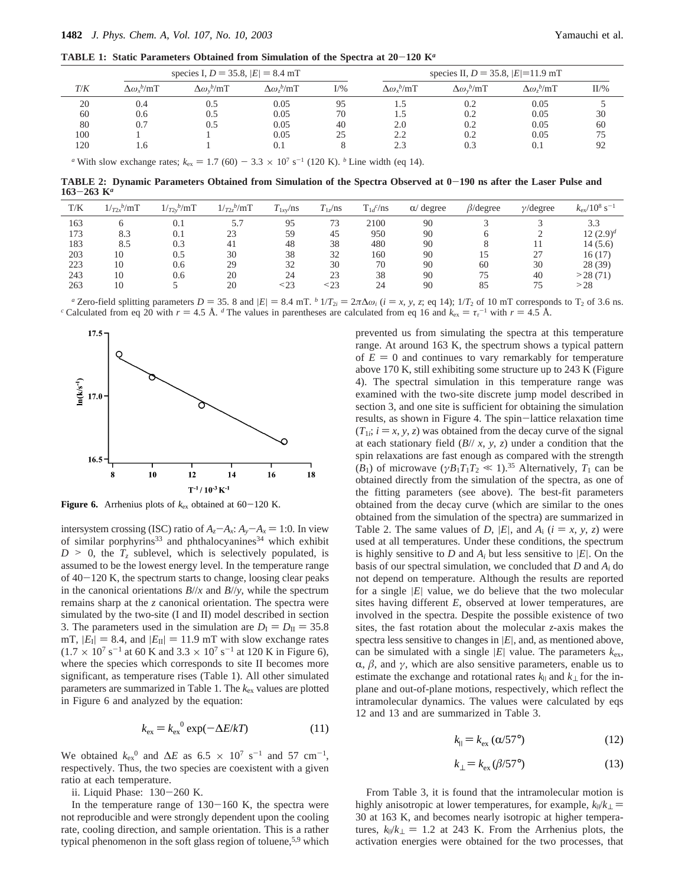**TABLE 1: Static Parameters Obtained from Simulation of the Spectra at 20−120 K[a]**

| | species I, $D = 35.8$, $\|E\| = 8.4$ mT | | | | species II, $D = 35.8$, $\|E\|=11.9$ mT | | | |
|---|---|---|---|---|---|---|---|---|
| T/K | $\Delta\omega_x{}^b$/mT | $\Delta\omega_y{}^b$/mT | $\Delta\omega_z{}^b$/mT | I/% | $\Delta\omega_x{}^b$/mT | $\Delta\omega_y{}^b$/mT | $\Delta\omega_z{}^b$/mT | II/% |
| 20 | 0.4 | 0.5 | 0.05 | 95 | 1.5 | 0.2 | 0.05 | 5 |
| 60 | 0.6 | 0.5 | 0.05 | 70 | 1.5 | 0.2 | 0.05 | 30 |
| 80 | 0.7 | 0.5 | 0.05 | 40 | 2.0 | 0.2 | 0.05 | 60 |
| 100 | 1 | 1 | 0.05 | 25 | 2.2 | 0.2 | 0.05 | 75 |
| 120 | 1.6 | 1 | 0.1 | 8 | 2.3 | 0.3 | 0.1 | 92 |

[a] With slow exchange rates; $k_{ex} = 1.7$ (60) − $3.3 \times 10^7$ s$^{-1}$ (120 K). [b] Line width (eq 14).

**TABLE 2: Dynamic Parameters Obtained from Simulation of the Spectra Observed at 0−190 ns after the Laser Pulse and 163−263 K[a]**

| T/K | $1/_{T2x}{}^b$/mT | $1/_{T2y}{}^b$/mT | $1/_{T2z}{}^b$/mT | $T_{1xy}$/ns | $T_{1z}$/ns | $T_{1d}{}^c$/ns | α/ degree | β/degree | γ/degree | $k_{ex}/10^8$ s$^{-1}$ |
|---|---|---|---|---|---|---|---|---|---|---|
| 163 | 6 | 0.1 | 5.7 | 95 | 73 | 2100 | 90 | 3 | 3 | 3.3 |
| 173 | 8.3 | 0.1 | 23 | 59 | 45 | 950 | 90 | 6 | 2 | 12 (2.9)[d] |
| 183 | 8.5 | 0.3 | 41 | 48 | 38 | 480 | 90 | 8 | 11 | 14 (5.6) |
| 203 | 10 | 0.5 | 30 | 38 | 32 | 160 | 90 | 15 | 27 | 16 (17) |
| 223 | 10 | 0.6 | 29 | 32 | 30 | 70 | 90 | 60 | 30 | 28 (39) |
| 243 | 10 | 0.6 | 20 | 24 | 23 | 38 | 90 | 75 | 40 | >28 (71) |
| 263 | 10 | 5 | 20 | <23 | <23 | 24 | 90 | 85 | 75 | >28 |

[a] Zero-field splitting parameters $D = 35.8$ and $|E| = 8.4$ mT. [b] $1/T_{2i} = 2\pi\Delta\omega_i$ ($i = x, y, z$; eq 14); $1/T_2$ of 10 mT corresponds to $T_2$ of 3.6 ns. [c] Calculated from eq 20 with $r = 4.5$ Å. [d] The values in parentheses are calculated from eq 16 and $k_{ex} = \tau_r^{-1}$ with $r = 4.5$ Å.

**Figure 6.** Arrhenius plots of $k_{ex}$ obtained at 60−120 K.

intersystem crossing (ISC) ratio of $A_z$−$A_x$: $A_y$−$A_x$ = 1:0. In view of similar porphyrins[33] and phthalocyanines[34] which exhibit $D > 0$, the $T_z$ sublevel, which is selectively populated, is assumed to be the lowest energy level. In the temperature range of 40−120 K, the spectrum starts to change, loosing clear peaks in the canonical orientations $B//x$ and $B//y$, while the spectrum remains sharp at the $z$ canonical orientation. The spectra were simulated by the two-site (I and II) model described in section 3. The parameters used in the simulation are $D_I = D_{II} = 35.8$ mT, $|E_I| = 8.4$, and $|E_{II}| = 11.9$ mT with slow exchange rates ($1.7 \times 10^7$ s$^{-1}$ at 60 K and $3.3 \times 10^7$ s$^{-1}$ at 120 K in Figure 6), where the species which corresponds to site II becomes more significant, as temperature rises (Table 1). All other simulated parameters are summarized in Table 1. The $k_{ex}$ values are plotted in Figure 6 and analyzed by the equation:

$$k_{ex} = k_{ex}{}^0 \exp(-\Delta E/kT) \tag{11}$$

We obtained $k_{ex}{}^0$ and $\Delta E$ as $6.5 \times 10^7$ s$^{-1}$ and 57 cm$^{-1}$, respectively. Thus, the two species are coexistent with a given ratio at each temperature.

ii. Liquid Phase: 130−260 K.

In the temperature range of 130−160 K, the spectra were not reproducible and were strongly dependent upon the cooling rate, cooling direction, and sample orientation. This is a rather typical phenomenon in the soft glass region of toluene,[5,9] which prevented us from simulating the spectra at this temperature range. At around 163 K, the spectrum shows a typical pattern of $E = 0$ and continues to vary remarkably for temperature above 170 K, still exhibiting some structure up to 243 K (Figure 4). The spectral simulation in this temperature range was examined with the two-site discrete jump model described in section 3, and one site is sufficient for obtaining the simulation results, as shown in Figure 4. The spin−lattice relaxation time ($T_{1i}$; $i = x, y, z$) was obtained from the decay curve of the signal at each stationary field ($B// x, y, z$) under a condition that the spin relaxations are fast enough as compared with the strength ($B_1$) of microwave ($\gamma B_1 T_1 T_2 \ll 1$).[35] Alternatively, $T_1$ can be obtained directly from the simulation of the spectra, as one of the fitting parameters (see above). The best-fit parameters obtained from the decay curve (which are similar to the ones obtained from the simulation of the spectra) are summarized in Table 2. The same values of $D$, $|E|$, and $A_i$ ($i = x, y, z$) were used at all temperatures. Under these conditions, the spectrum is highly sensitive to $D$ and $A_i$ but less sensitive to $|E|$. On the basis of our spectral simulation, we concluded that $D$ and $A_i$ do not depend on temperature. Although the results are reported for a single $|E|$ value, we do believe that the two molecular sites having different $E$, observed at lower temperatures, are involved in the spectra. Despite the possible existence of two sites, the fast rotation about the molecular $z$-axis makes the spectra less sensitive to changes in $|E|$, and, as mentioned above, can be simulated with a single $|E|$ value. The parameters $k_{ex}$, α, β, and γ, which are also sensitive parameters, enable us to estimate the exchange and rotational rates $k_{\|}$ and $k_{\perp}$ for the in-plane and out-of-plane motions, respectively, which reflect the intramolecular dynamics. The values were calculated by eqs 12 and 13 and are summarized in Table 3.

$$k_{\|} = k_{ex}\,(\alpha/57°) \tag{12}$$

$$k_{\perp} = k_{ex}\,(\beta/57°) \tag{13}$$

From Table 3, it is found that the intramolecular motion is highly anisotropic at lower temperatures, for example, $k_{\|}/k_{\perp} = 30$ at 163 K, and becomes nearly isotropic at higher temperatures, $k_{\|}/k_{\perp} = 1.2$ at 243 K. From the Arrhenius plots, the activation energies were obtained for the two processes, that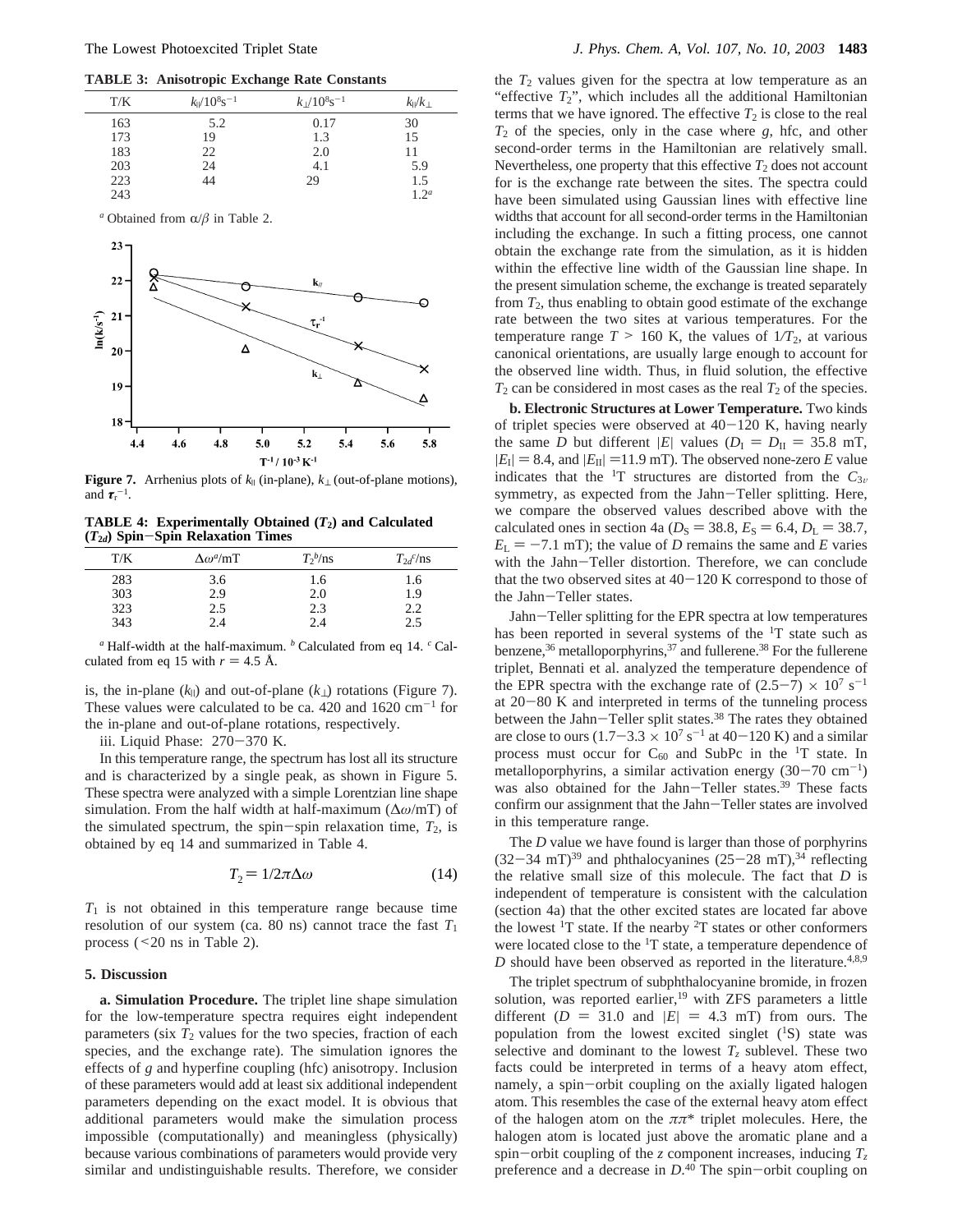**TABLE 3: Anisotropic Exchange Rate Constants**

| T/K | $k_{\parallel}/10^8 s^{-1}$ | $k_{\perp}/10^8 s^{-1}$ | $k_{\parallel}/k_{\perp}$ |
|---|---|---|---|
| 163 | 5.2 | 0.17 | 30 |
| 173 | 19 | 1.3 | 15 |
| 183 | 22 | 2.0 | 11 |
| 203 | 24 | 4.1 | 5.9 |
| 223 | 44 | 29 | 1.5 |
| 243 | | | 1.2[a] |

[a] Obtained from $\alpha/\beta$ in Table 2.

**Figure 7.** Arrhenius plots of $k_{\parallel}$ (in-plane), $k_{\perp}$ (out-of-plane motions), and $\tau_r^{-1}$.

**TABLE 4: Experimentally Obtained ($T_2$) and Calculated ($T_{2d}$) Spin–Spin Relaxation Times**

| T/K | $\Delta\omega$[a]/mT | $T_2$[b]/ns | $T_{2d}$[c]/ns |
|---|---|---|---|
| 283 | 3.6 | 1.6 | 1.6 |
| 303 | 2.9 | 2.0 | 1.9 |
| 323 | 2.5 | 2.3 | 2.2 |
| 343 | 2.4 | 2.4 | 2.5 |

[a] Half-width at the half-maximum. [b] Calculated from eq 14. [c] Calculated from eq 15 with $r = 4.5$ Å.

is, the in-plane ($k_{\parallel}$) and out-of-plane ($k_{\perp}$) rotations (Figure 7). These values were calculated to be ca. 420 and 1620 cm$^{-1}$ for the in-plane and out-of-plane rotations, respectively.

iii. Liquid Phase: 270–370 K.

In this temperature range, the spectrum has lost all its structure and is characterized by a single peak, as shown in Figure 5. These spectra were analyzed with a simple Lorentzian line shape simulation. From the half width at half-maximum ($\Delta\omega$/mT) of the simulated spectrum, the spin–spin relaxation time, $T_2$, is obtained by eq 14 and summarized in Table 4.

$$T_2 = 1/2\pi\Delta\omega \tag{14}$$

$T_1$ is not obtained in this temperature range because time resolution of our system (ca. 80 ns) cannot trace the fast $T_1$ process (<20 ns in Table 2).

## 5. Discussion

**a. Simulation Procedure.** The triplet line shape simulation for the low-temperature spectra requires eight independent parameters (six $T_2$ values for the two species, fraction of each species, and the exchange rate). The simulation ignores the effects of *g* and hyperfine coupling (hfc) anisotropy. Inclusion of these parameters would add at least six additional independent parameters depending on the exact model. It is obvious that additional parameters would make the simulation process impossible (computationally) and meaningless (physically) because various combinations of parameters would provide very similar and undistinguishable results. Therefore, we consider the $T_2$ values given for the spectra at low temperature as an "effective $T_2$", which includes all the additional Hamiltonian terms that we have ignored. The effective $T_2$ is close to the real $T_2$ of the species, only in the case where *g*, hfc, and other second-order terms in the Hamiltonian are relatively small. Nevertheless, one property that this effective $T_2$ does not account for is the exchange rate between the sites. The spectra could have been simulated using Gaussian lines with effective line widths that account for all second-order terms in the Hamiltonian including the exchange. In such a fitting process, one cannot obtain the exchange rate from the simulation, as it is hidden within the effective line width of the Gaussian line shape. In the present simulation scheme, the exchange is treated separately from $T_2$, thus enabling to obtain good estimate of the exchange rate between the two sites at various temperatures. For the temperature range $T > 160$ K, the values of $1/T_2$, at various canonical orientations, are usually large enough to account for the observed line width. Thus, in fluid solution, the effective $T_2$ can be considered in most cases as the real $T_2$ of the species.

**b. Electronic Structures at Lower Temperature.** Two kinds of triplet species were observed at 40–120 K, having nearly the same *D* but different $|E|$ values ($D_{\rm I} = D_{\rm II} = 35.8$ mT, $|E_{\rm I}| = 8.4$, and $|E_{\rm II}| = 11.9$ mT). The observed none-zero *E* value indicates that the $^1$T structures are distorted from the $C_{3v}$ symmetry, as expected from the Jahn–Teller splitting. Here, we compare the observed values described above with the calculated ones in section 4a ($D_{\rm S} = 38.8$, $E_{\rm S} = 6.4$, $D_{\rm L} = 38.7$, $E_{\rm L} = -7.1$ mT); the value of *D* remains the same and *E* varies with the Jahn–Teller distortion. Therefore, we can conclude that the two observed sites at 40–120 K correspond to those of the Jahn–Teller states.

Jahn–Teller splitting for the EPR spectra at low temperatures has been reported in several systems of the $^1$T state such as benzene,[36] metalloporphyrins,[37] and fullerene.[38] For the fullerene triplet, Bennati et al. analyzed the temperature dependence of the EPR spectra with the exchange rate of $(2.5-7) \times 10^7$ s$^{-1}$ at 20–80 K and interpreted in terms of the tunneling process between the Jahn–Teller split states.[38] The rates they obtained are close to ours ($1.7-3.3 \times 10^7$ s$^{-1}$ at 40–120 K) and a similar process must occur for $C_{60}$ and SubPc in the $^1$T state. In metalloporphyrins, a similar activation energy (30–70 cm$^{-1}$) was also obtained for the Jahn–Teller states.[39] These facts confirm our assignment that the Jahn–Teller states are involved in this temperature range.

The *D* value we have found is larger than those of porphyrins (32–34 mT)[39] and phthalocyanines (25–28 mT),[34] reflecting the relative small size of this molecule. The fact that *D* is independent of temperature is consistent with the calculation (section 4a) that the other excited states are located far above the lowest $^1$T state. If the nearby $^2$T states or other conformers were located close to the $^1$T state, a temperature dependence of *D* should have been observed as reported in the literature.[4,8,9]

The triplet spectrum of subphthalocyanine bromide, in frozen solution, was reported earlier,[19] with ZFS parameters a little different ($D = 31.0$ and $|E| = 4.3$ mT) from ours. The population from the lowest excited singlet ($^1$S) state was selective and dominant to the lowest $T_z$ sublevel. These two facts could be interpreted in terms of a heavy atom effect, namely, a spin–orbit coupling on the axially ligated halogen atom. This resembles the case of the external heavy atom effect of the halogen atom on the $\pi\pi^*$ triplet molecules. Here, the halogen atom is located just above the aromatic plane and a spin–orbit coupling of the *z* component increases, inducing $T_z$ preference and a decrease in *D*.[40] The spin–orbit coupling on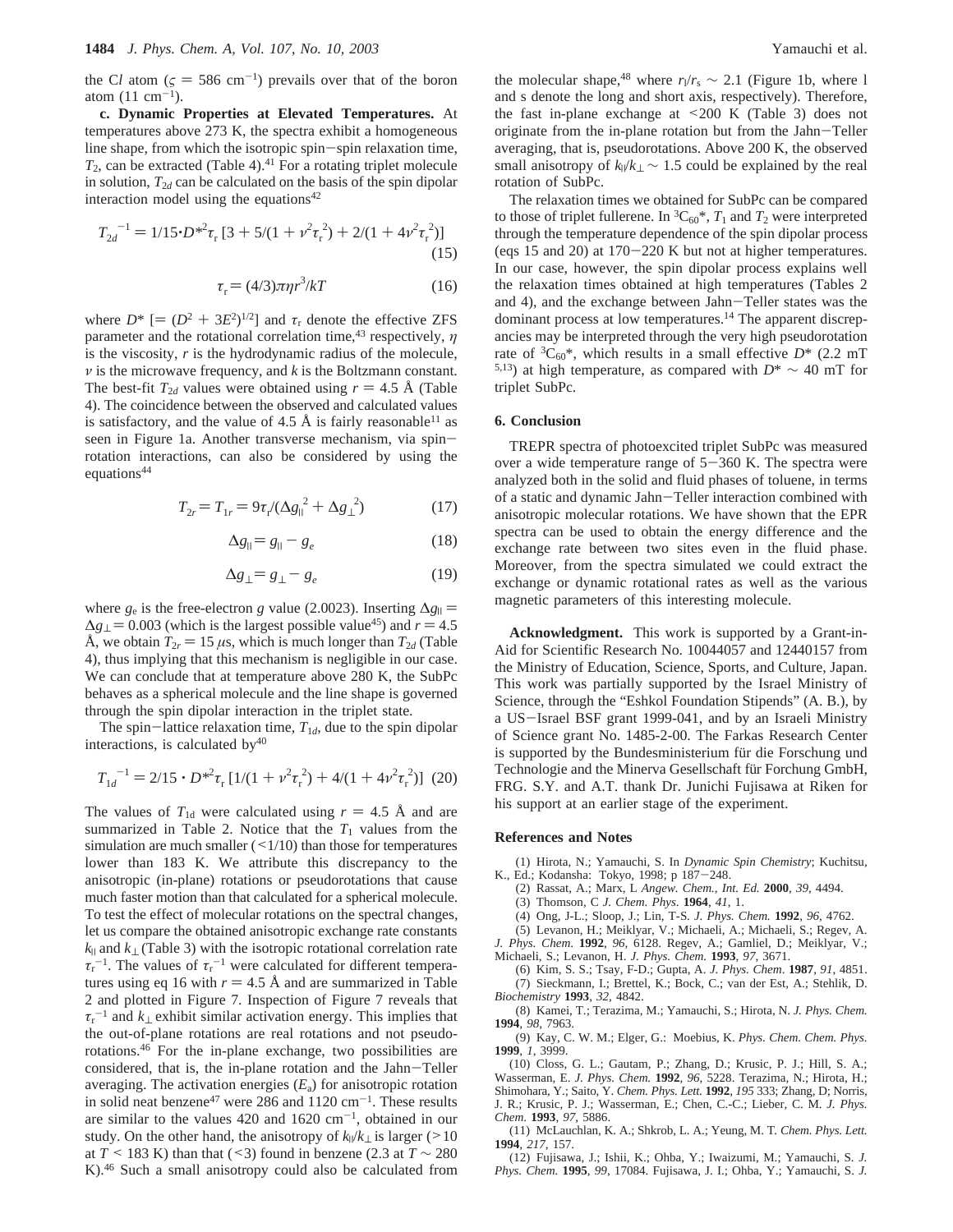the C*l* atom ($\varsigma$ = 586 cm$^{-1}$) prevails over that of the boron atom (11 cm$^{-1}$).

**c. Dynamic Properties at Elevated Temperatures.** At temperatures above 273 K, the spectra exhibit a homogeneous line shape, from which the isotropic spin−spin relaxation time, $T_2$, can be extracted (Table 4).[41] For a rotating triplet molecule in solution, $T_{2d}$ can be calculated on the basis of the spin dipolar interaction model using the equations[42]

$$T_{2d}^{-1} = 1/15 \cdot D^{*2}\tau_r\,[3 + 5/(1 + \nu^2\tau_r^{\,2}) + 2/(1 + 4\nu^2\tau_r^{\,2})] \quad (15)$$

$$\tau_r = (4/3)\pi\eta r^3/kT \quad (16)$$

where $D^*$ [$= (D^2 + 3E^2)^{1/2}$] and $\tau_r$ denote the effective ZFS parameter and the rotational correlation time,[43] respectively, $\eta$ is the viscosity, $r$ is the hydrodynamic radius of the molecule, $\nu$ is the microwave frequency, and $k$ is the Boltzmann constant. The best-fit $T_{2d}$ values were obtained using $r$ = 4.5 Å (Table 4). The coincidence between the observed and calculated values is satisfactory, and the value of 4.5 Å is fairly reasonable[11] as seen in Figure 1a. Another transverse mechanism, via spin−rotation interactions, can also be considered by using the equations[44]

$$T_{2r} = T_{1r} = 9\tau_r/(\Delta g_{\parallel}^{\,2} + \Delta g_{\perp}^{\,2}) \quad (17)$$

$$\Delta g_{\parallel} = g_{\parallel} - g_e \quad (18)$$

$$\Delta g_{\perp} = g_{\perp} - g_e \quad (19)$$

where $g_e$ is the free-electron $g$ value (2.0023). Inserting $\Delta g_{\parallel} = \Delta g_{\perp} = 0.003$ (which is the largest possible value[45]) and $r$ = 4.5 Å, we obtain $T_{2r}$ = 15 $\mu$s, which is much longer than $T_{2d}$ (Table 4), thus implying that this mechanism is negligible in our case. We can conclude that at temperature above 280 K, the SubPc behaves as a spherical molecule and the line shape is governed through the spin dipolar interaction in the triplet state.

The spin−lattice relaxation time, $T_{1d}$, due to the spin dipolar interactions, is calculated by[40]

$$T_{1d}^{-1} = 2/15 \cdot D^{*2}\tau_r\,[1/(1 + \nu^2\tau_r^{\,2}) + 4/(1 + 4\nu^2\tau_r^{\,2})] \quad (20)$$

The values of $T_{1d}$ were calculated using $r$ = 4.5 Å and are summarized in Table 2. Notice that the $T_1$ values from the simulation are much smaller (<1/10) than those for temperatures lower than 183 K. We attribute this discrepancy to the anisotropic (in-plane) rotations or pseudorotations that cause much faster motion than that calculated for a spherical molecule. To test the effect of molecular rotations on the spectral changes, let us compare the obtained anisotropic exchange rate constants $k_{\parallel}$ and $k_{\perp}$ (Table 3) with the isotropic rotational correlation rate $\tau_r^{-1}$. The values of $\tau_r^{-1}$ were calculated for different temperatures using eq 16 with $r$ = 4.5 Å and are summarized in Table 2 and plotted in Figure 7. Inspection of Figure 7 reveals that $\tau_r^{-1}$ and $k_{\perp}$ exhibit similar activation energy. This implies that the out-of-plane rotations are real rotations and not pseudorotations.[46] For the in-plane exchange, two possibilities are considered, that is, the in-plane rotation and the Jahn−Teller averaging. The activation energies ($E_a$) for anisotropic rotation in solid neat benzene[47] were 286 and 1120 cm$^{-1}$. These results are similar to the values 420 and 1620 cm$^{-1}$, obtained in our study. On the other hand, the anisotropy of $k_{\parallel}/k_{\perp}$ is larger (>10 at $T$ < 183 K) than that (<3) found in benzene (2.3 at $T$ ~ 280 K).[46] Such a small anisotropy could also be calculated from the molecular shape,[48] where $r_l/r_s$ ~ 2.1 (Figure 1b, where l and s denote the long and short axis, respectively). Therefore, the fast in-plane exchange at <200 K (Table 3) does not originate from the in-plane rotation but from the Jahn−Teller averaging, that is, pseudorotations. Above 200 K, the observed small anisotropy of $k_{\parallel}/k_{\perp}$ ~ 1.5 could be explained by the real rotation of SubPc.

The relaxation times we obtained for SubPc can be compared to those of triplet fullerene. In $^3C_{60}$*, $T_1$ and $T_2$ were interpreted through the temperature dependence of the spin dipolar process (eqs 15 and 20) at 170−220 K but not at higher temperatures. In our case, however, the spin dipolar process explains well the relaxation times obtained at high temperatures (Tables 2 and 4), and the exchange between Jahn−Teller states was the dominant process at low temperatures.[14] The apparent discrepancies may be interpreted through the very high pseudorotation rate of $^3C_{60}$*, which results in a small effective $D^*$ (2.2 mT [5,13]) at high temperature, as compared with $D^*$ ~ 40 mT for triplet SubPc.

## 6. Conclusion

TREPR spectra of photoexcited triplet SubPc was measured over a wide temperature range of 5−360 K. The spectra were analyzed both in the solid and fluid phases of toluene, in terms of a static and dynamic Jahn−Teller interaction combined with anisotropic molecular rotations. We have shown that the EPR spectra can be used to obtain the energy difference and the exchange rate between two sites even in the fluid phase. Moreover, from the spectra simulated we could extract the exchange or dynamic rotational rates as well as the various magnetic parameters of this interesting molecule.

**Acknowledgment.** This work is supported by a Grant-in-Aid for Scientific Research No. 10044057 and 12440157 from the Ministry of Education, Science, Sports, and Culture, Japan. This work was partially supported by the Israel Ministry of Science, through the "Eshkol Foundation Stipends" (A. B.), by a US−Israel BSF grant 1999-041, and by an Israeli Ministry of Science grant No. 1485-2-00. The Farkas Research Center is supported by the Bundesministerium für die Forschung und Technologie and the Minerva Gesellschaft für Forchung GmbH, FRG. S.Y. and A.T. thank Dr. Junichi Fujisawa at Riken for his support at an earlier stage of the experiment.

## References and Notes

(1) Hirota, N.; Yamauchi, S. In *Dynamic Spin Chemistry*; Kuchitsu, K., Ed.; Kodansha: Tokyo, 1998; p 187−248.

(2) Rassat, A.; Marx, L *Angew. Chem., Int. Ed.* **2000**, *39*, 4494.

(3) Thomson, C *J. Chem. Phys.* **1964**, *41*, 1.

(4) Ong, J-L.; Sloop, J.; Lin, T-S. *J. Phys. Chem.* **1992**, *96*, 4762.

(5) Levanon, H.; Meiklyar, V.; Michaeli, A.; Michaeli, S.; Regev, A. *J. Phys. Chem.* **1992**, *96*, 6128. Regev, A.; Gamliel, D.; Meiklyar, V.; Michaeli, S.; Levanon, H. *J. Phys. Chem.* **1993**, *97*, 3671.

(6) Kim, S. S.; Tsay, F-D.; Gupta, A. *J. Phys. Chem*. **1987**, *91*, 4851.

(7) Sieckmann, I.; Brettel, K.; Bock, C.; van der Est, A.; Stehlik, D. *Biochemistry* **1993**, *32*, 4842.

(8) Kamei, T.; Terazima, M.; Yamauchi, S.; Hirota, N. *J. Phys. Chem.* **1994**, *98*, 7963.

(9) Kay, C. W. M.; Elger, G.: Moebius, K. *Phys. Chem. Chem. Phys*. **1999**, *1*, 3999.

(10) Closs, G. L.; Gautam, P.; Zhang, D.; Krusic, P. J.; Hill, S. A.; Wasserman, E. *J. Phys. Chem.* **1992**, *96*, 5228. Terazima, N.; Hirota, H.; Shimohara, Y.; Saito, Y. *Chem. Phys. Lett.* **1992**, *195* 333; Zhang, D; Norris, J. R.; Krusic, P. J.; Wasserman, E.; Chen, C.-C.; Lieber, C. M. *J. Phys. Chem*. **1993**, *97*, 5886.

(11) McLauchlan, K. A.; Shkrob, L. A.; Yeung, M. T. *Chem. Phys. Lett.* **1994**, *217*, 157.

(12) Fujisawa, J.; Ishii, K.; Ohba, Y.; Iwaizumi, M.; Yamauchi, S. *J. Phys. Chem.* **1995**, *99*, 17084. Fujisawa, J. I.; Ohba, Y.; Yamauchi, S. *J.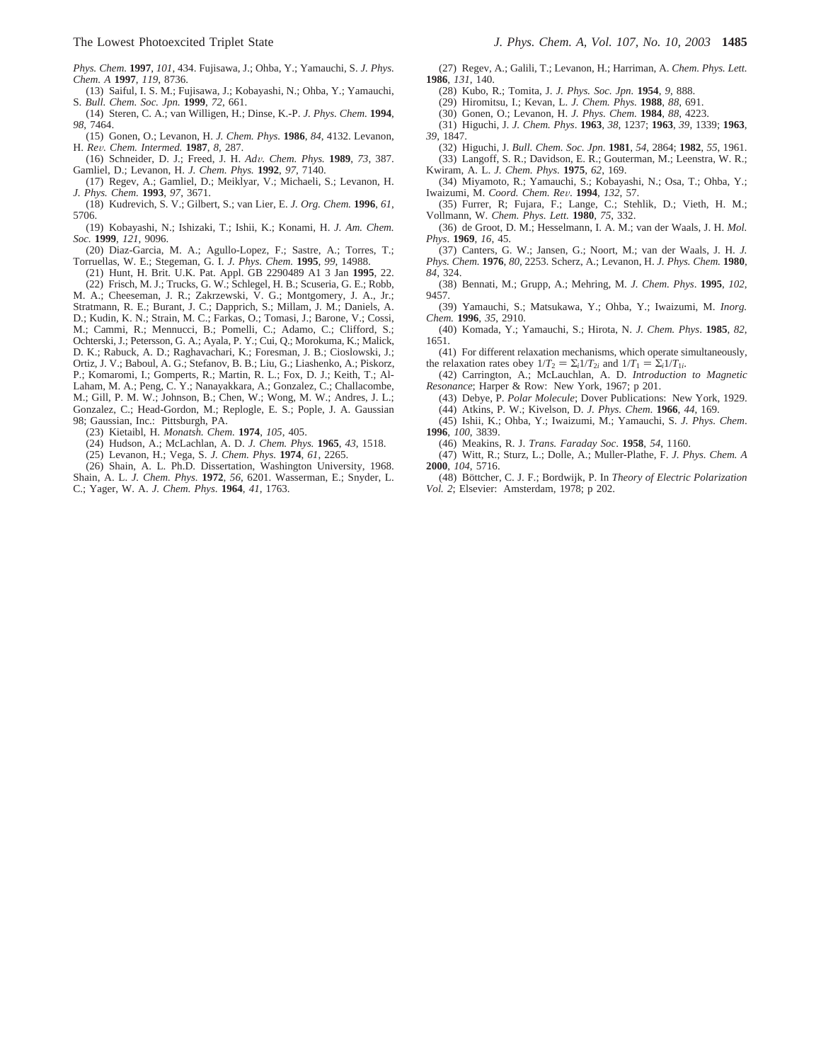*Phys. Chem.* **1997**, *101*, 434. Fujisawa, J.; Ohba, Y.; Yamauchi, S. *J. Phys. Chem. A* **1997**, *119*, 8736.

(13) Saiful, I. S. M.; Fujisawa, J.; Kobayashi, N.; Ohba, Y.; Yamauchi, S. *Bull. Chem. Soc. Jpn.* **1999**, *72*, 661.

(14) Steren, C. A.; van Willigen, H.; Dinse, K.-P. *J. Phys. Chem.* **1994**, *98*, 7464.

(15) Gonen, O.; Levanon, H. *J. Chem. Phys.* **1986**, *84*, 4132. Levanon, H. *Rev. Chem. Intermed.* **1987**, *8*, 287.

(16) Schneider, D. J.; Freed, J. H. *Adv. Chem. Phys.* **1989**, *73*, 387. Gamliel, D.; Levanon, H. *J. Chem. Phys.* **1992**, *97*, 7140.

(17) Regev, A.; Gamliel, D.; Meiklyar, V.; Michaeli, S.; Levanon, H. *J. Phys. Chem.* **1993**, *97*, 3671.

(18) Kudrevich, S. V.; Gilbert, S.; van Lier, E. *J. Org. Chem.* **1996**, *61*, 5706.

(19) Kobayashi, N.; Ishizaki, T.; Ishii, K.; Konami, H. *J. Am. Chem. Soc.* **1999**, *121*, 9096.

(20) Diaz-Garcia, M. A.; Agullo-Lopez, F.; Sastre, A.; Torres, T.; Torruellas, W. E.; Stegeman, G. I. *J. Phys. Chem.* **1995**, *99*, 14988.

(21) Hunt, H. Brit. U.K. Pat. Appl. GB 2290489 A1 3 Jan **1995**, 22.

(22) Frisch, M. J.; Trucks, G. W.; Schlegel, H. B.; Scuseria, G. E.; Robb, M. A.; Cheeseman, J. R.; Zakrzewski, V. G.; Montgomery, J. A., Jr.; Stratmann, R. E.; Burant, J. C.; Dapprich, S.; Millam, J. M.; Daniels, A. D.; Kudin, K. N.; Strain, M. C.; Farkas, O.; Tomasi, J.; Barone, V.; Cossi, M.; Cammi, R.; Mennucci, B.; Pomelli, C.; Adamo, C.; Clifford, S.; Ochterski, J.; Petersson, G. A.; Ayala, P. Y.; Cui, Q.; Morokuma, K.; Malick, D. K.; Rabuck, A. D.; Raghavachari, K.; Foresman, J. B.; Cioslowski, J.; Ortiz, J. V.; Baboul, A. G.; Stefanov, B. B.; Liu, G.; Liashenko, A.; Piskorz, P.; Komaromi, I.; Gomperts, R.; Martin, R. L.; Fox, D. J.; Keith, T.; Al-Laham, M. A.; Peng, C. Y.; Nanayakkara, A.; Gonzalez, C.; Challacombe, M.; Gill, P. M. W.; Johnson, B.; Chen, W.; Wong, M. W.; Andres, J. L.; Gonzalez, C.; Head-Gordon, M.; Replogle, E. S.; Pople, J. A. Gaussian 98; Gaussian, Inc.: Pittsburgh, PA.

(23) Kietaibl, H. *Monatsh. Chem.* **1974**, *105*, 405.

(24) Hudson, A.; McLachlan, A. D. *J. Chem. Phys.* **1965**, *43*, 1518.

(25) Levanon, H.; Vega, S. *J. Chem. Phys.* **1974**, *61*, 2265.

(26) Shain, A. L. Ph.D. Dissertation, Washington University, 1968. Shain, A. L. *J. Chem. Phys.* **1972**, *56*, 6201. Wasserman, E.; Snyder, L. C.; Yager, W. A. *J. Chem. Phys.* **1964**, *41*, 1763.

(27) Regev, A.; Galili, T.; Levanon, H.; Harriman, A. *Chem. Phys. Lett.* **1986**, *131*, 140.

(28) Kubo, R.; Tomita, J. *J. Phys. Soc. Jpn.* **1954**, *9*, 888.

(29) Hiromitsu, I.; Kevan, L. *J. Chem. Phys.* **1988**, *88*, 691.

(30) Gonen, O.; Levanon, H. *J. Phys. Chem.* **1984**, *88*, 4223.

(31) Higuchi, J. *J. Chem. Phys.* **1963**, *38*, 1237; **1963**, *39*, 1339; **1963**, *39*, 1847.

(32) Higuchi, J. *Bull. Chem. Soc. Jpn.* **1981**, *54*, 2864; **1982**, *55*, 1961.

(33) Langoff, S. R.; Davidson, E. R.; Gouterman, M.; Leenstra, W. R.; Kwiram, A. L. *J. Chem. Phys.* **1975**, *62*, 169.

(34) Miyamoto, R.; Yamauchi, S.; Kobayashi, N.; Osa, T.; Ohba, Y.; Iwaizumi, M. *Coord. Chem. Rev.* **1994**, *132*, 57.

(35) Furrer, R; Fujara, F.; Lange, C.; Stehlik, D.; Vieth, H. M.; Vollmann, W. *Chem. Phys. Lett.* **1980**, *75*, 332.

(36) de Groot, D. M.; Hesselmann, I. A. M.; van der Waals, J. H. *Mol. Phys.* **1969**, *16*, 45.

(37) Canters, G. W.; Jansen, G.; Noort, M.; van der Waals, J. H. *J. Phys. Chem.* **1976**, *80*, 2253. Scherz, A.; Levanon, H. *J. Phys. Chem.* **1980**, *84*, 324.

(38) Bennati, M.; Grupp, A.; Mehring, M. *J. Chem. Phys.* **1995**, *102*, 9457.

(39) Yamauchi, S.; Matsukawa, Y.; Ohba, Y.; Iwaizumi, M. *Inorg. Chem.* **1996**, *35*, 2910.

(40) Komada, Y.; Yamauchi, S.; Hirota, N. *J. Chem. Phys.* **1985**, *82*, 1651.

(41) For different relaxation mechanisms, which operate simultaneously, the relaxation rates obey $1/T_2 = \Sigma_i 1/T_{2i}$ and $1/T_1 = \Sigma_i 1/T_{1i}$.

(42) Carrington, A.; McLauchlan, A. D. *Introduction to Magnetic Resonance*; Harper & Row: New York, 1967; p 201.

(43) Debye, P. *Polar Molecule*; Dover Publications: New York, 1929.

(44) Atkins, P. W.; Kivelson, D. *J. Phys. Chem.* **1966**, *44*, 169.

(45) Ishii, K.; Ohba, Y.; Iwaizumi, M.; Yamauchi, S. *J. Phys. Chem.* **1996**, *100*, 3839.

(46) Meakins, R. J. *Trans. Faraday Soc.* **1958**, *54*, 1160.

(47) Witt, R.; Sturz, L.; Dolle, A.; Muller-Plathe, F. *J. Phys. Chem. A* **2000**, *104*, 5716.

(48) Böttcher, C. J. F.; Bordwijk, P. In *Theory of Electric Polarization Vol. 2*; Elsevier: Amsterdam, 1978; p 202.